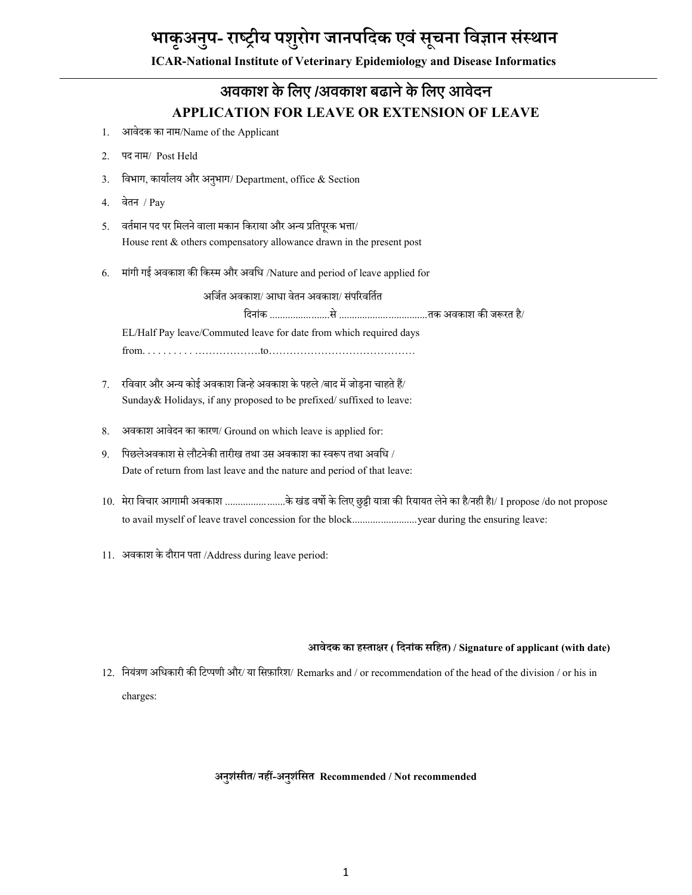# भाकृअनुप- राष्ट्रीय पशुरोग जानपदिक एवं सूचना विज्ञान संस्थान

**ICAR-National Institute of Veterinary Epidemiology and Disease Informatics**

---

## अवकाश के लिए /अवकाश बढाने के लिए आवेदन

## APPLICATION FOR LEAVE OR EXTENSION OF LEAVE

1. आवेदक का नाम/Name of the Applicant

2. पद नाम/ Post Held

3. विभाग, कार्यालय और अनुभाग/ Department, office & Section

4. वेतन / Pay

5. वर्तमान पद पर मिलने वाला मकान किराया और अन्य प्रतिपूरक भत्ता/
   House rent & others compensatory allowance drawn in the present post

6. मांगी गई अवकाश की किस्म और अवधि /Nature and period of leave applied for

   अर्जित अवकाश/ आधा वेतन अवकाश/ संपरिवर्तित

   दिनांक .......................से ..................................तक अवकाश की जरूरत है/

   EL/Half Pay leave/Commuted leave for date from which required days

   from. . . . . . . . . . ……………….to……………………………………

7. रविवार और अन्य कोई अवकाश जिन्हे अवकाश के पहले /बाद में जोड़ना चाहते हैं/
   Sunday& Holidays, if any proposed to be prefixed/ suffixed to leave:

8. अवकाश आवेदन का कारण/ Ground on which leave is applied for:

9. पिछलेअवकाश से लौटनेकी तारीख तथा उस अवकाश का स्वरूप तथा अवधि /
   Date of return from last leave and the nature and period of that leave:

10. मेरा विचार आगामी अवकाश ........................के खंड वर्षो के लिए छुट्टी यात्रा की रियायत लेने का है/नही है।/ I propose /do not propose to avail myself of leave travel concession for the block.........................year during the ensuring leave:

11. अवकाश के दौरान पता /Address during leave period:

**आवेदक का हस्ताक्षर ( दिनांक सहित) / Signature of applicant (with date)**

12. नियंत्रण अधिकारी की टिप्पणी और/ या सिफ़ारिश/ Remarks and / or recommendation of the head of the division / or his in charges:

**अनुशंसीत/ नहीं-अनुशंसित Recommended / Not recommended**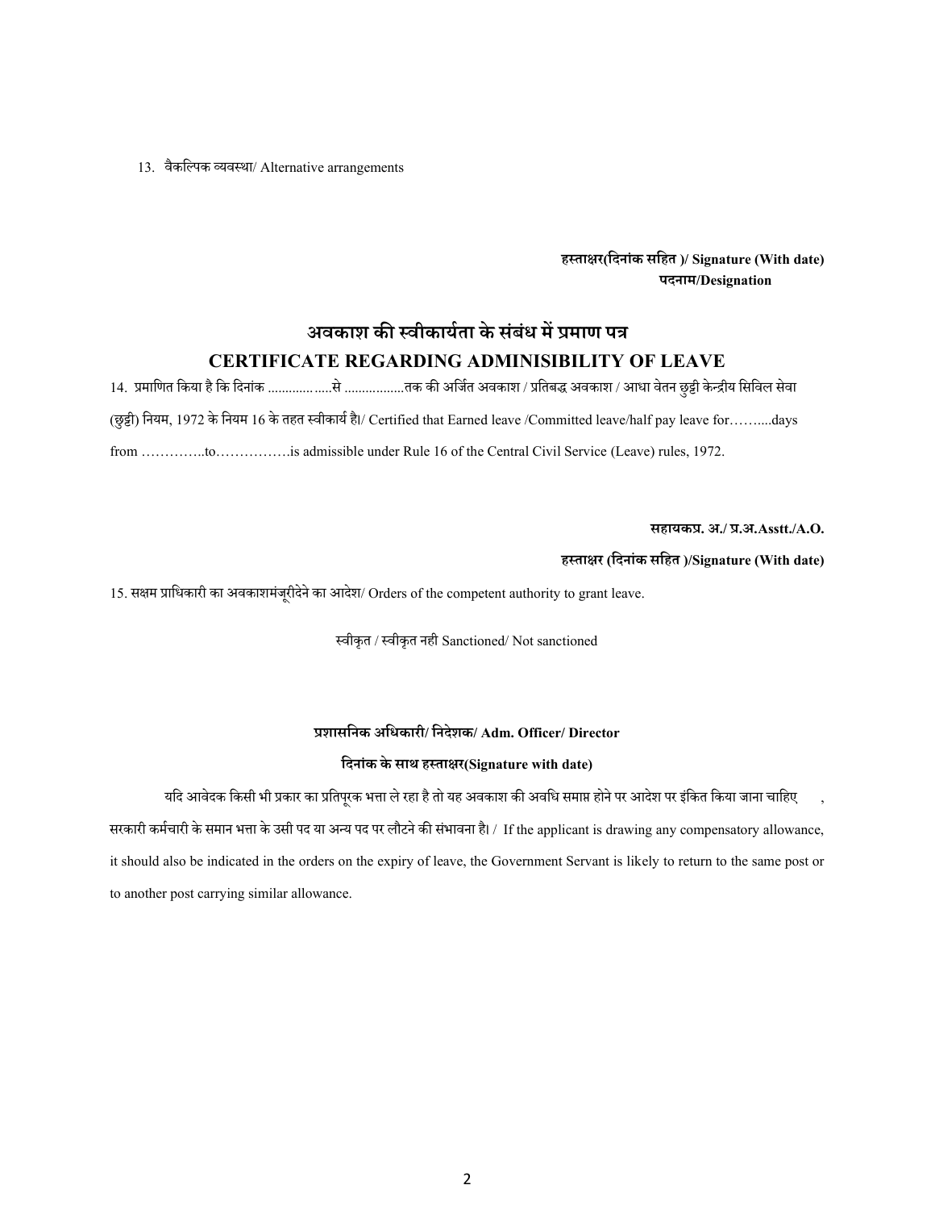13. वैकल्पिक व्यवस्था/ Alternative arrangements

**हस्ताक्षर(दिनांक सहित )/ Signature (With date)**
**पदनाम/Designation**

## अवकाश की स्वीकार्यता के संबंध में प्रमाण पत्र
## CERTIFICATE REGARDING ADMINISIBILITY OF LEAVE

14. प्रमाणित किया है कि दिनांक .................से .................तक की अर्जित अवकाश / प्रतिबद्ध अवकाश / आधा वेतन छुट्टी केन्द्रीय सिविल सेवा (छुट्टी) नियम, 1972 के नियम 16 के तहत स्वीकार्य है।/ Certified that Earned leave /Committed leave/half pay leave for……....days from …………..to…………….is admissible under Rule 16 of the Central Civil Service (Leave) rules, 1972.

**सहायकप्र. अ./ प्र.अ.Asstt./A.O.**
**हस्ताक्षर (दिनांक सहित )/Signature (With date)**

15. सक्षम प्राधिकारी का अवकाशमंजूरीदेने का आदेश/ Orders of the competent authority to grant leave.

स्वीकृत / स्वीकृत नही Sanctioned/ Not sanctioned

**प्रशासनिक अधिकारी/ निदेशक/ Adm. Officer/ Director**
**दिनांक के साथ हस्ताक्षर(Signature with date)**

यदि आवेदक किसी भी प्रकार का प्रतिपूरक भत्ता ले रहा है तो यह अवकाश की अवधि समाप्त होने पर आदेश पर इंकित किया जाना चाहिए , सरकारी कर्मचारी के समान भत्ता के उसी पद या अन्य पद पर लौटने की संभावना है। / If the applicant is drawing any compensatory allowance, it should also be indicated in the orders on the expiry of leave, the Government Servant is likely to return to the same post or to another post carrying similar allowance.